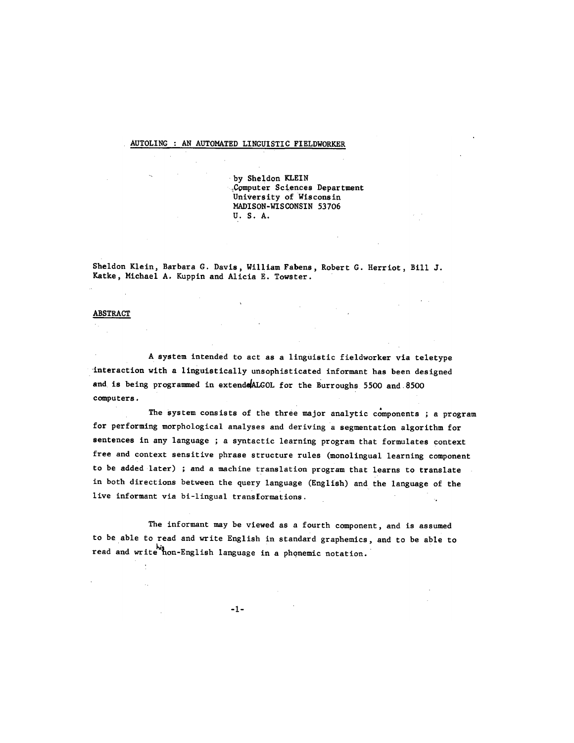AUTOLING : AN AUTOMATED LINGUISTIC FIELDWORKER

by Sheldon KLEIN
Computer Sciences Department
University of Wisconsin
MADISON-WISCONSIN 53706
U. S. A.

Sheldon Klein, Barbara G. Davis, William Fabens, Robert G. Herriot, Bill J. Katke, Michael A. Kuppin and Alicia E. Towster.

## ABSTRACT

A system intended to act as a linguistic fieldworker via teletype interaction with a linguistically unsophisticated informant has been designed and is being programmed in extended ALGOL for the Burroughs 5500 and 8500 computers.

The system consists of the three major analytic components ; a program for performing morphological analyses and deriving a segmentation algorithm for sentences in any language ; a syntactic learning program that formulates context free and context sensitive phrase structure rules (monolingual learning component to be added later) ; and a machine translation program that learns to translate in both directions between the query language (English) and the language of the live informant via bi-lingual transformations.

The informant may be viewed as a fourth component, and is assumed to be able to read and write English in standard graphemics, and to be able to read and write his non-English language in a phonemic notation.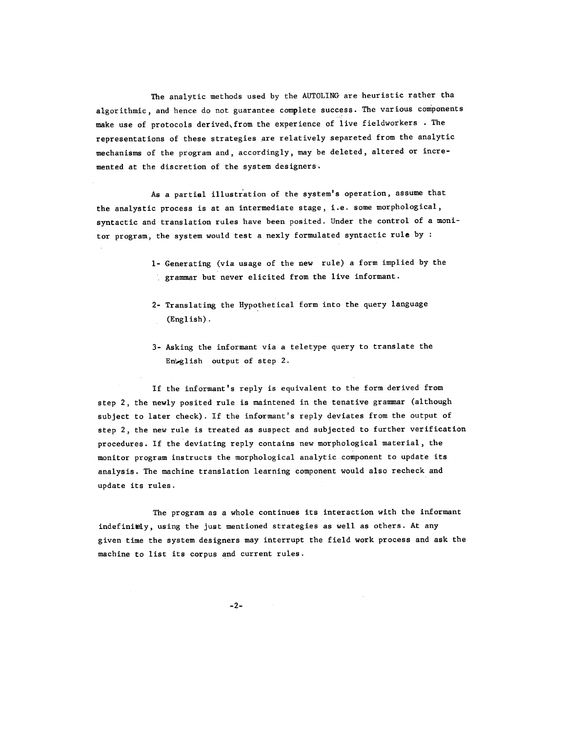The analytic methods used by the AUTOLING are heuristic rather tha algorithmic, and hence do not guarantee complete success. The various components make use of protocols derived from the experience of live fieldworkers . The representations of these strategies are relatively separeted from the analytic mechanisms of the program and, accordingly, may be deleted, altered or incremented at the discretion of the system designers.

As a partial illustration of the system's operation, assume that the analystic process is at an intermediate stage, i.e. some morphological, syntactic and translation rules have been posited. Under the control of a monitor program, the system would test a nexly formulated syntactic rule by :

1- Generating (via usage of the new rule) a form implied by the grammar but never elicited from the live informant.

2- Translating the Hypothetical form into the query language (English).

3- Asking the informant via a teletype query to translate the English output of step 2.

If the informant's reply is equivalent to the form derived from step 2, the newly posited rule is maintened in the tenative grammar (although subject to later check). If the informant's reply deviates from the output of step 2, the new rule is treated as suspect and subjected to further verification procedures. If the deviating reply contains new morphological material, the monitor program instructs the morphological analytic component to update its analysis. The machine translation learning component would also recheck and update its rules.

The program as a whole continues its interaction with the informant indefinitely, using the just mentioned strategies as well as others. At any given time the system designers may interrupt the field work process and ask the machine to list its corpus and current rules.